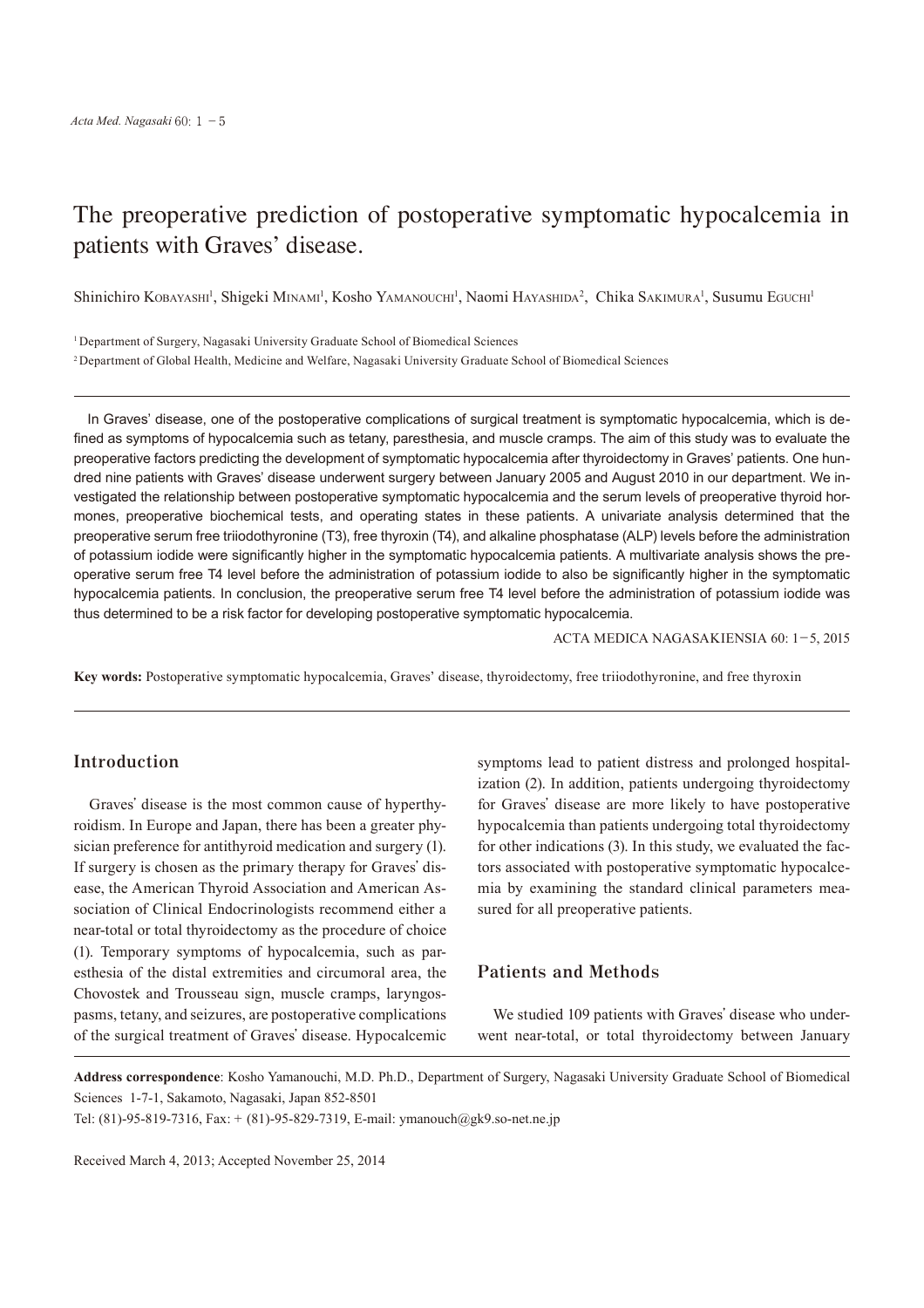# The preoperative prediction of postoperative symptomatic hypocalcemia in patients with Graves' disease.

Shinichiro Kobayashi[1], Shigeki Minami[1], Kosho Yamanouchi[1], Naomi Hayashida[2], Chika Sakimura[1], Susumu Eguchi[1]

[1] Department of Surgery, Nagasaki University Graduate School of Biomedical Sciences

[2] Department of Global Health, Medicine and Welfare, Nagasaki University Graduate School of Biomedical Sciences

In Graves' disease, one of the postoperative complications of surgical treatment is symptomatic hypocalcemia, which is defined as symptoms of hypocalcemia such as tetany, paresthesia, and muscle cramps. The aim of this study was to evaluate the preoperative factors predicting the development of symptomatic hypocalcemia after thyroidectomy in Graves' patients. One hundred nine patients with Graves' disease underwent surgery between January 2005 and August 2010 in our department. We investigated the relationship between postoperative symptomatic hypocalcemia and the serum levels of preoperative thyroid hormones, preoperative biochemical tests, and operating states in these patients. A univariate analysis determined that the preoperative serum free triiodothyronine (T3), free thyroxin (T4), and alkaline phosphatase (ALP) levels before the administration of potassium iodide were significantly higher in the symptomatic hypocalcemia patients. A multivariate analysis shows the preoperative serum free T4 level before the administration of potassium iodide to also be significantly higher in the symptomatic hypocalcemia patients. In conclusion, the preoperative serum free T4 level before the administration of potassium iodide was thus determined to be a risk factor for developing postoperative symptomatic hypocalcemia.

ACTA MEDICA NAGASAKIENSIA 60: 1−5, 2015

**Key words:** Postoperative symptomatic hypocalcemia, Graves' disease, thyroidectomy, free triiodothyronine, and free thyroxin

## Introduction

Graves' disease is the most common cause of hyperthyroidism. In Europe and Japan, there has been a greater physician preference for antithyroid medication and surgery (1). If surgery is chosen as the primary therapy for Graves' disease, the American Thyroid Association and American Association of Clinical Endocrinologists recommend either a near-total or total thyroidectomy as the procedure of choice (1). Temporary symptoms of hypocalcemia, such as paresthesia of the distal extremities and circumoral area, the Chovostek and Trousseau sign, muscle cramps, laryngospasms, tetany, and seizures, are postoperative complications of the surgical treatment of Graves' disease. Hypocalcemic symptoms lead to patient distress and prolonged hospitalization (2). In addition, patients undergoing thyroidectomy for Graves' disease are more likely to have postoperative hypocalcemia than patients undergoing total thyroidectomy for other indications (3). In this study, we evaluated the factors associated with postoperative symptomatic hypocalcemia by examining the standard clinical parameters measured for all preoperative patients.

## Patients and Methods

We studied 109 patients with Graves' disease who underwent near-total, or total thyroidectomy between January

**Address correspondence**: Kosho Yamanouchi, M.D. Ph.D., Department of Surgery, Nagasaki University Graduate School of Biomedical Sciences 1-7-1, Sakamoto, Nagasaki, Japan 852-8501

Tel: (81)-95-819-7316, Fax: + (81)-95-829-7319, E-mail: ymanouch@gk9.so-net.ne.jp

Received March 4, 2013; Accepted November 25, 2014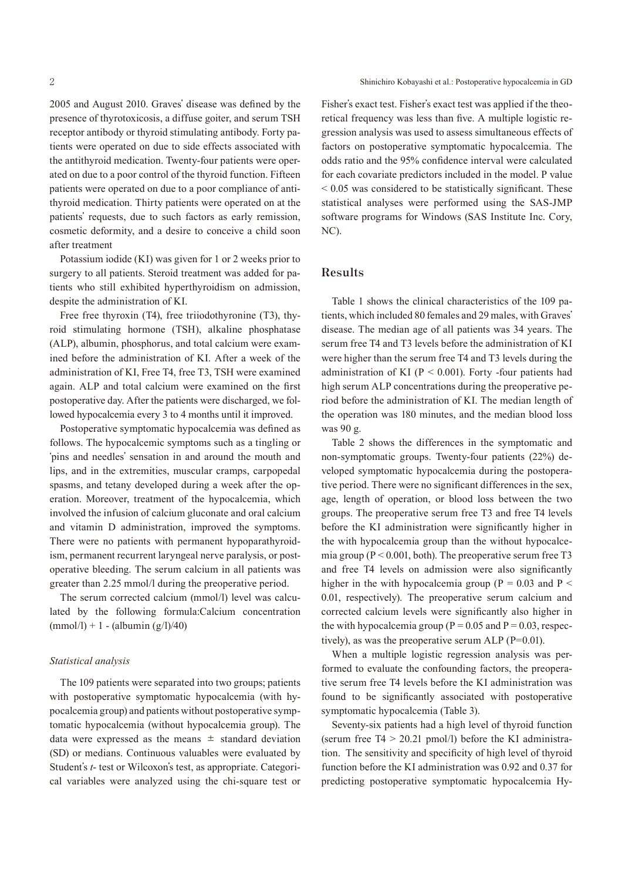2005 and August 2010. Graves' disease was defined by the presence of thyrotoxicosis, a diffuse goiter, and serum TSH receptor antibody or thyroid stimulating antibody. Forty patients were operated on due to side effects associated with the antithyroid medication. Twenty-four patients were operated on due to a poor control of the thyroid function. Fifteen patients were operated on due to a poor compliance of antithyroid medication. Thirty patients were operated on at the patients' requests, due to such factors as early remission, cosmetic deformity, and a desire to conceive a child soon after treatment

Potassium iodide (KI) was given for 1 or 2 weeks prior to surgery to all patients. Steroid treatment was added for patients who still exhibited hyperthyroidism on admission, despite the administration of KI.

Free free thyroxin (T4), free triiodothyronine (T3), thyroid stimulating hormone (TSH), alkaline phosphatase (ALP), albumin, phosphorus, and total calcium were examined before the administration of KI. After a week of the administration of KI, Free T4, free T3, TSH were examined again. ALP and total calcium were examined on the first postoperative day. After the patients were discharged, we followed hypocalcemia every 3 to 4 months until it improved.

Postoperative symptomatic hypocalcemia was defined as follows. The hypocalcemic symptoms such as a tingling or 'pins and needles' sensation in and around the mouth and lips, and in the extremities, muscular cramps, carpopedal spasms, and tetany developed during a week after the operation. Moreover, treatment of the hypocalcemia, which involved the infusion of calcium gluconate and oral calcium and vitamin D administration, improved the symptoms. There were no patients with permanent hypoparathyroidism, permanent recurrent laryngeal nerve paralysis, or postoperative bleeding. The serum calcium in all patients was greater than 2.25 mmol/l during the preoperative period.

The serum corrected calcium (mmol/l) level was calculated by the following formula:Calcium concentration (mmol/l) + 1 - (albumin (g/l)/40)

### *Statistical analysis*

The 109 patients were separated into two groups; patients with postoperative symptomatic hypocalcemia (with hypocalcemia group) and patients without postoperative symptomatic hypocalcemia (without hypocalcemia group). The data were expressed as the means ± standard deviation (SD) or medians. Continuous valuables were evaluated by Student's *t*- test or Wilcoxon's test, as appropriate. Categorical variables were analyzed using the chi-square test or Fisher's exact test. Fisher's exact test was applied if the theoretical frequency was less than five. A multiple logistic regression analysis was used to assess simultaneous effects of factors on postoperative symptomatic hypocalcemia. The odds ratio and the 95% confidence interval were calculated for each covariate predictors included in the model. P value $< 0.05$ was considered to be statistically significant. These statistical analyses were performed using the SAS-JMP software programs for Windows (SAS Institute Inc. Cory, NC).

## Results

Table 1 shows the clinical characteristics of the 109 patients, which included 80 females and 29 males, with Graves' disease. The median age of all patients was 34 years. The serum free T4 and T3 levels before the administration of KI were higher than the serum free T4 and T3 levels during the administration of KI ($P < 0.001$). Forty -four patients had high serum ALP concentrations during the preoperative period before the administration of KI. The median length of the operation was 180 minutes, and the median blood loss was 90 g.

Table 2 shows the differences in the symptomatic and non-symptomatic groups. Twenty-four patients (22%) developed symptomatic hypocalcemia during the postoperative period. There were no significant differences in the sex, age, length of operation, or blood loss between the two groups. The preoperative serum free T3 and free T4 levels before the KI administration were significantly higher in the with hypocalcemia group than the without hypocalcemia group ($P < 0.001$, both). The preoperative serum free T3 and free T4 levels on admission were also significantly higher in the with hypocalcemia group ($P = 0.03$ and $P < 0.01$, respectively). The preoperative serum calcium and corrected calcium levels were significantly also higher in the with hypocalcemia group ($P = 0.05$ and $P = 0.03$, respectively), as was the preoperative serum ALP ($P=0.01$).

When a multiple logistic regression analysis was performed to evaluate the confounding factors, the preoperative serum free T4 levels before the KI administration was found to be significantly associated with postoperative symptomatic hypocalcemia (Table 3).

Seventy-six patients had a high level of thyroid function (serum free T4 > 20.21 pmol/l) before the KI administration. The sensitivity and specificity of high level of thyroid function before the KI administration was 0.92 and 0.37 for predicting postoperative symptomatic hypocalcemia Hy-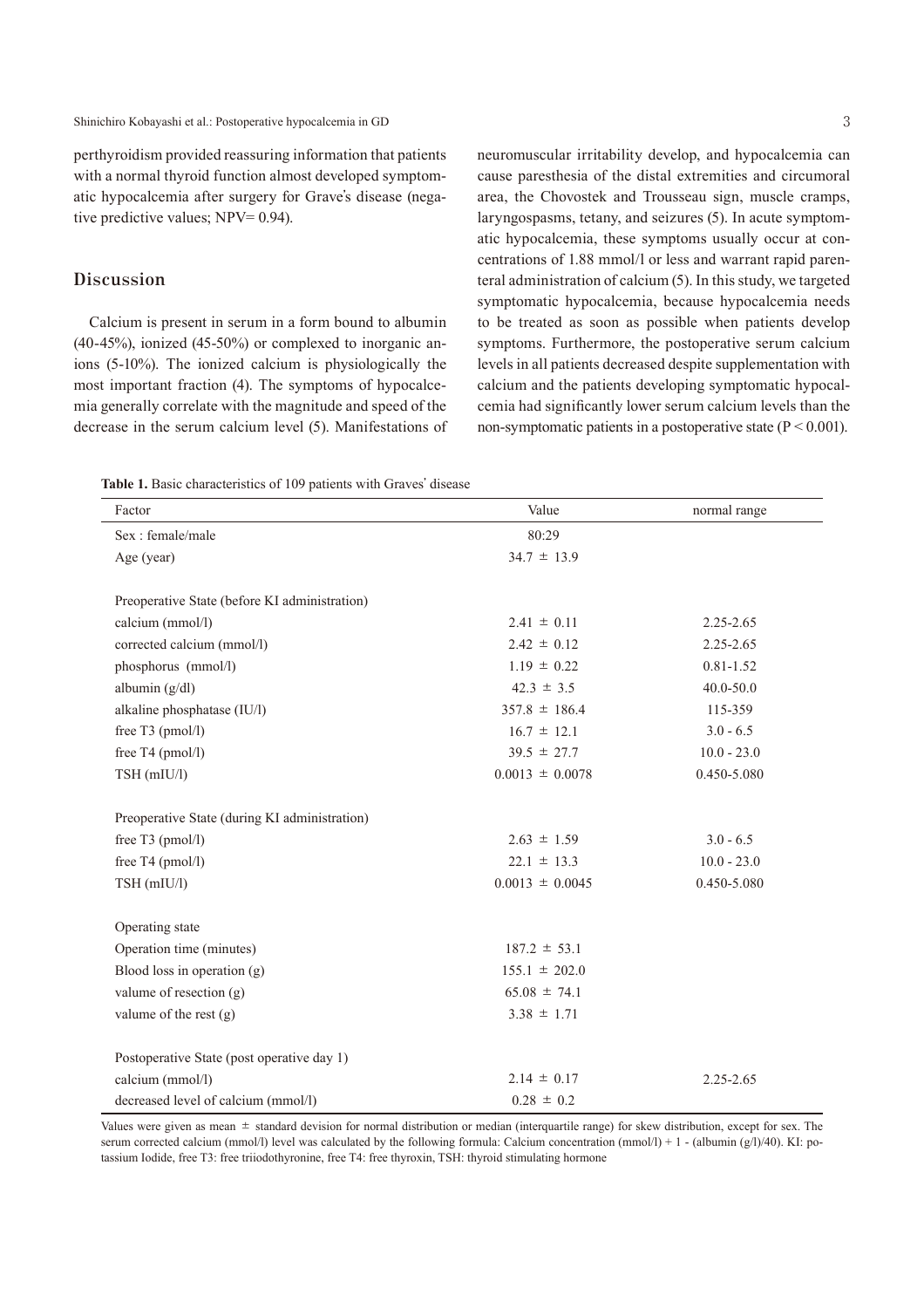perthyroidism provided reassuring information that patients with a normal thyroid function almost developed symptomatic hypocalcemia after surgery for Grave's disease (negative predictive values; NPV= 0.94).

## Discussion

Calcium is present in serum in a form bound to albumin (40-45%), ionized (45-50%) or complexed to inorganic anions (5-10%). The ionized calcium is physiologically the most important fraction (4). The symptoms of hypocalcemia generally correlate with the magnitude and speed of the decrease in the serum calcium level (5). Manifestations of neuromuscular irritability develop, and hypocalcemia can cause paresthesia of the distal extremities and circumoral area, the Chovostek and Trousseau sign, muscle cramps, laryngospasms, tetany, and seizures (5). In acute symptomatic hypocalcemia, these symptoms usually occur at concentrations of 1.88 mmol/l or less and warrant rapid parenteral administration of calcium (5). In this study, we targeted symptomatic hypocalcemia, because hypocalcemia needs to be treated as soon as possible when patients develop symptoms. Furthermore, the postoperative serum calcium levels in all patients decreased despite supplementation with calcium and the patients developing symptomatic hypocalcemia had significantly lower serum calcium levels than the non-symptomatic patients in a postoperative state ($P < 0.001$).

**Table 1.** Basic characteristics of 109 patients with Graves' disease

| Factor | Value | normal range |
|---|---|---|
| Sex : female/male | 80:29 | |
| Age (year) | 34.7 ± 13.9 | |
| | | |
| Preoperative State (before KI administration) | | |
| calcium (mmol/l) | 2.41 ± 0.11 | 2.25-2.65 |
| corrected calcium (mmol/l) | 2.42 ± 0.12 | 2.25-2.65 |
| phosphorus (mmol/l) | 1.19 ± 0.22 | 0.81-1.52 |
| albumin (g/dl) | 42.3 ± 3.5 | 40.0-50.0 |
| alkaline phosphatase (IU/l) | 357.8 ± 186.4 | 115-359 |
| free T3 (pmol/l) | 16.7 ± 12.1 | 3.0 - 6.5 |
| free T4 (pmol/l) | 39.5 ± 27.7 | 10.0 - 23.0 |
| TSH (mIU/l) | 0.0013 ± 0.0078 | 0.450-5.080 |
| | | |
| Preoperative State (during KI administration) | | |
| free T3 (pmol/l) | 2.63 ± 1.59 | 3.0 - 6.5 |
| free T4 (pmol/l) | 22.1 ± 13.3 | 10.0 - 23.0 |
| TSH (mIU/l) | 0.0013 ± 0.0045 | 0.450-5.080 |
| | | |
| Operating state | | |
| Operation time (minutes) | 187.2 ± 53.1 | |
| Blood loss in operation (g) | 155.1 ± 202.0 | |
| valume of resection (g) | 65.08 ± 74.1 | |
| valume of the rest (g) | 3.38 ± 1.71 | |
| | | |
| Postoperative State (post operative day 1) | | |
| calcium (mmol/l) | 2.14 ± 0.17 | 2.25-2.65 |
| decreased level of calcium (mmol/l) | 0.28 ± 0.2 | |

Values were given as mean ± standard devision for normal distribution or median (interquartile range) for skew distribution, except for sex. The serum corrected calcium (mmol/l) level was calculated by the following formula: Calcium concentration (mmol/l) + 1 - (albumin (g/l)/40). KI: potassium Iodide, free T3: free triiodothyronine, free T4: free thyroxin, TSH: thyroid stimulating hormone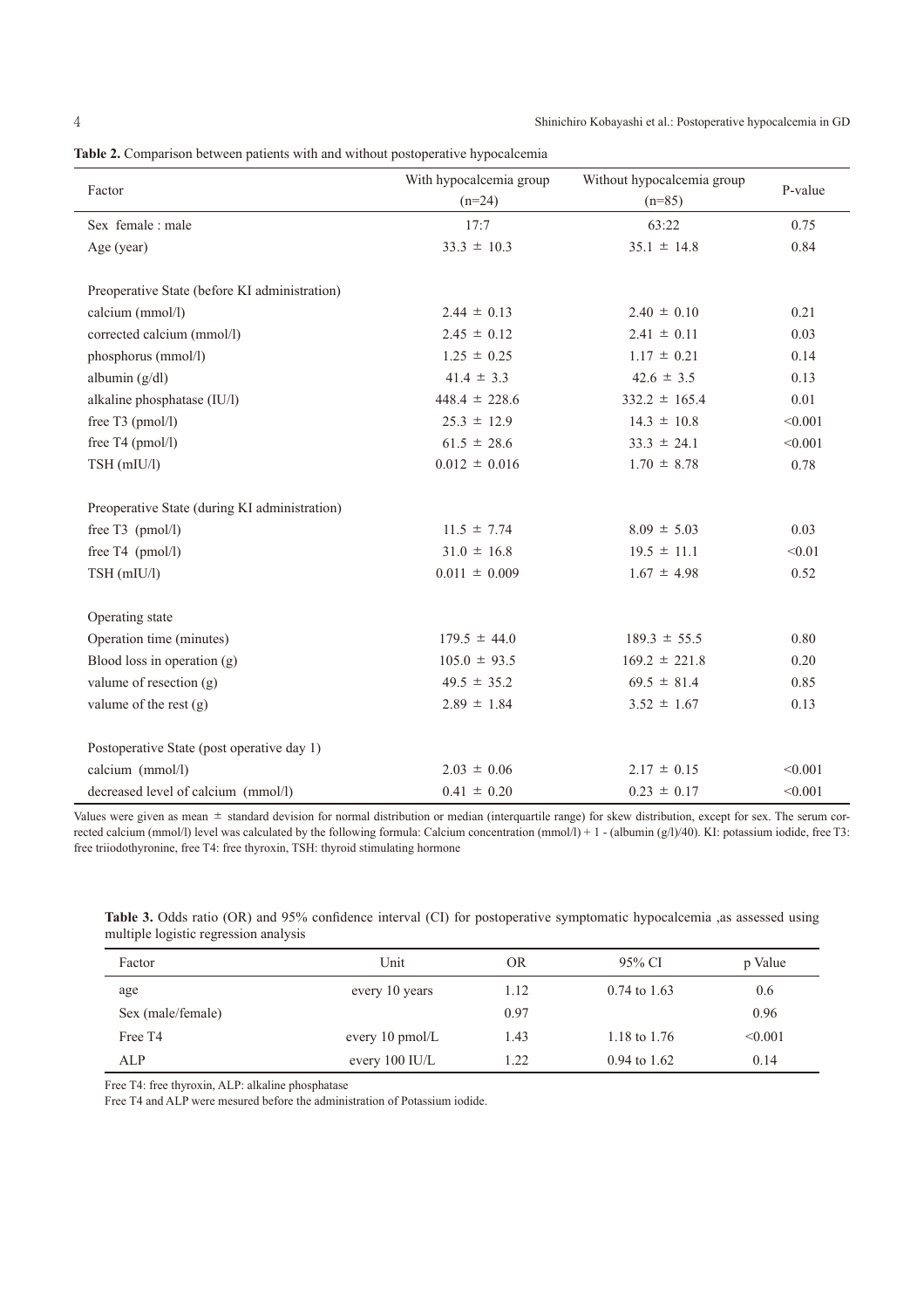**Table 2.** Comparison between patients with and without postoperative hypocalcemia

| Factor | With hypocalcemia group (n=24) | Without hypocalcemia group (n=85) | P-value |
|---|---|---|---|
| Sex female : male | 17:7 | 63:22 | 0.75 |
| Age (year) | 33.3 ± 10.3 | 35.1 ± 14.8 | 0.84 |
| Preoperative State (before KI administration) | | | |
| calcium (mmol/l) | 2.44 ± 0.13 | 2.40 ± 0.10 | 0.21 |
| corrected calcium (mmol/l) | 2.45 ± 0.12 | 2.41 ± 0.11 | 0.03 |
| phosphorus (mmol/l) | 1.25 ± 0.25 | 1.17 ± 0.21 | 0.14 |
| albumin (g/dl) | 41.4 ± 3.3 | 42.6 ± 3.5 | 0.13 |
| alkaline phosphatase (IU/l) | 448.4 ± 228.6 | 332.2 ± 165.4 | 0.01 |
| free T3 (pmol/l) | 25.3 ± 12.9 | 14.3 ± 10.8 | <0.001 |
| free T4 (pmol/l) | 61.5 ± 28.6 | 33.3 ± 24.1 | <0.001 |
| TSH (mIU/l) | 0.012 ± 0.016 | 1.70 ± 8.78 | 0.78 |
| Preoperative State (during KI administration) | | | |
| free T3 (pmol/l) | 11.5 ± 7.74 | 8.09 ± 5.03 | 0.03 |
| free T4 (pmol/l) | 31.0 ± 16.8 | 19.5 ± 11.1 | <0.01 |
| TSH (mIU/l) | 0.011 ± 0.009 | 1.67 ± 4.98 | 0.52 |
| Operating state | | | |
| Operation time (minutes) | 179.5 ± 44.0 | 189.3 ± 55.5 | 0.80 |
| Blood loss in operation (g) | 105.0 ± 93.5 | 169.2 ± 221.8 | 0.20 |
| valume of resection (g) | 49.5 ± 35.2 | 69.5 ± 81.4 | 0.85 |
| valume of the rest (g) | 2.89 ± 1.84 | 3.52 ± 1.67 | 0.13 |
| Postoperative State (post operative day 1) | | | |
| calcium (mmol/l) | 2.03 ± 0.06 | 2.17 ± 0.15 | <0.001 |
| decreased level of calcium (mmol/l) | 0.41 ± 0.20 | 0.23 ± 0.17 | <0.001 |

Values were given as mean ± standard devision for normal distribution or median (interquartile range) for skew distribution, except for sex. The serum corrected calcium (mmol/l) level was calculated by the following formula: Calcium concentration (mmol/l) + 1 - (albumin (g/l)/40). KI: potassium iodide, free T3: free triiodothyronine, free T4: free thyroxin, TSH: thyroid stimulating hormone

**Table 3.** Odds ratio (OR) and 95% confidence interval (CI) for postoperative symptomatic hypocalcemia ,as assessed using multiple logistic regression analysis

| Factor | Unit | OR | 95% CI | p Value |
|---|---|---|---|---|
| age | every 10 years | 1.12 | 0.74 to 1.63 | 0.6 |
| Sex (male/female) | | 0.97 | | 0.96 |
| Free T4 | every 10 pmol/L | 1.43 | 1.18 to 1.76 | <0.001 |
| ALP | every 100 IU/L | 1.22 | 0.94 to 1.62 | 0.14 |

Free T4: free thyroxin, ALP: alkaline phosphatase

Free T4 and ALP were mesured before the administration of Potassium iodide.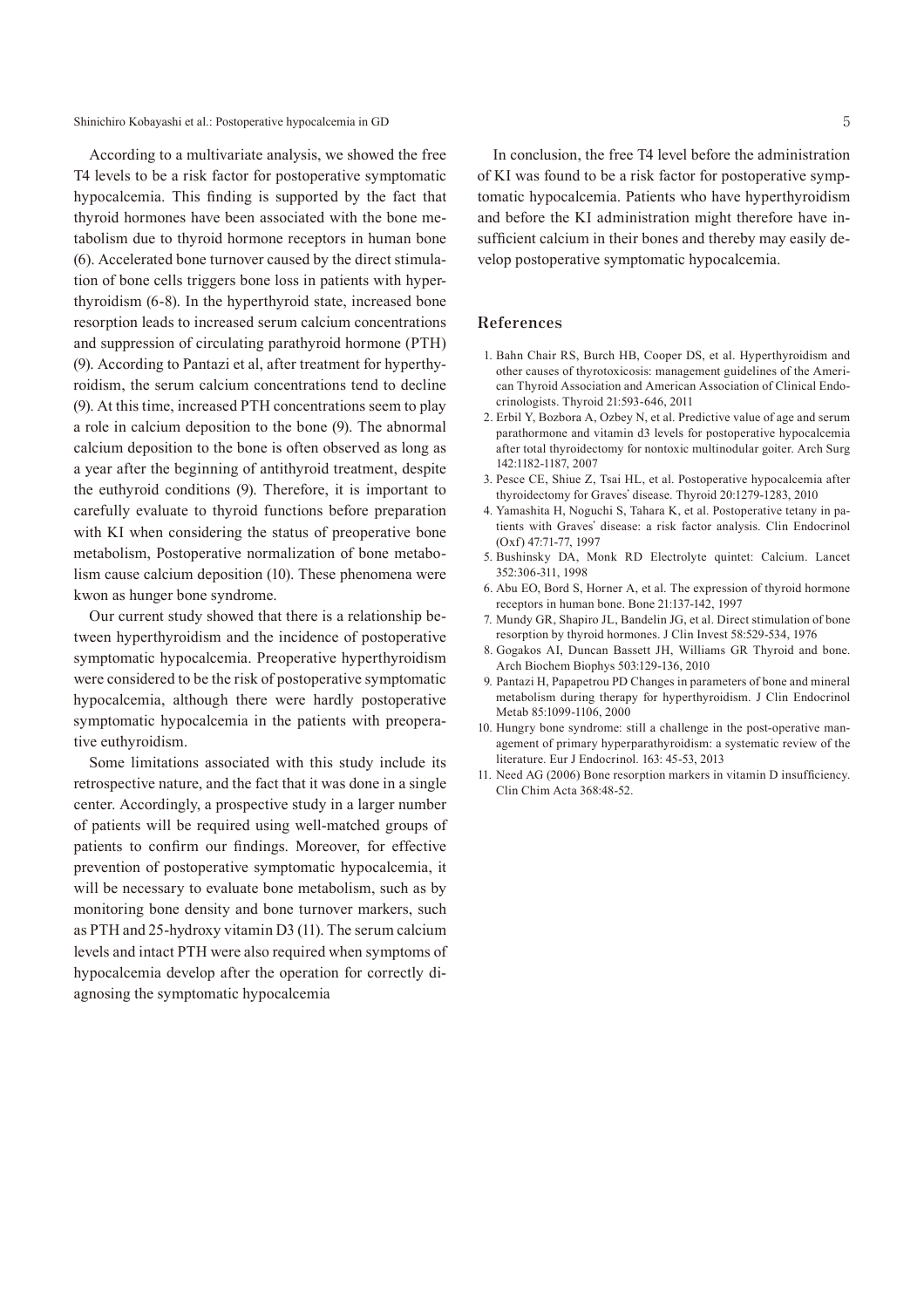According to a multivariate analysis, we showed the free T4 levels to be a risk factor for postoperative symptomatic hypocalcemia. This finding is supported by the fact that thyroid hormones have been associated with the bone metabolism due to thyroid hormone receptors in human bone (6). Accelerated bone turnover caused by the direct stimulation of bone cells triggers bone loss in patients with hyperthyroidism (6-8). In the hyperthyroid state, increased bone resorption leads to increased serum calcium concentrations and suppression of circulating parathyroid hormone (PTH) (9). According to Pantazi et al, after treatment for hyperthyroidism, the serum calcium concentrations tend to decline (9). At this time, increased PTH concentrations seem to play a role in calcium deposition to the bone (9). The abnormal calcium deposition to the bone is often observed as long as a year after the beginning of antithyroid treatment, despite the euthyroid conditions (9). Therefore, it is important to carefully evaluate to thyroid functions before preparation with KI when considering the status of preoperative bone metabolism, Postoperative normalization of bone metabolism cause calcium deposition (10). These phenomena were kwon as hunger bone syndrome.

Our current study showed that there is a relationship between hyperthyroidism and the incidence of postoperative symptomatic hypocalcemia. Preoperative hyperthyroidism were considered to be the risk of postoperative symptomatic hypocalcemia, although there were hardly postoperative symptomatic hypocalcemia in the patients with preoperative euthyroidism.

Some limitations associated with this study include its retrospective nature, and the fact that it was done in a single center. Accordingly, a prospective study in a larger number of patients will be required using well-matched groups of patients to confirm our findings. Moreover, for effective prevention of postoperative symptomatic hypocalcemia, it will be necessary to evaluate bone metabolism, such as by monitoring bone density and bone turnover markers, such as PTH and 25-hydroxy vitamin D3 (11). The serum calcium levels and intact PTH were also required when symptoms of hypocalcemia develop after the operation for correctly diagnosing the symptomatic hypocalcemia

In conclusion, the free T4 level before the administration of KI was found to be a risk factor for postoperative symptomatic hypocalcemia. Patients who have hyperthyroidism and before the KI administration might therefore have insufficient calcium in their bones and thereby may easily develop postoperative symptomatic hypocalcemia.

## References

1. Bahn Chair RS, Burch HB, Cooper DS, et al. Hyperthyroidism and other causes of thyrotoxicosis: management guidelines of the American Thyroid Association and American Association of Clinical Endocrinologists. Thyroid 21:593-646, 2011
2. Erbil Y, Bozbora A, Ozbey N, et al. Predictive value of age and serum parathormone and vitamin d3 levels for postoperative hypocalcemia after total thyroidectomy for nontoxic multinodular goiter. Arch Surg 142:1182-1187, 2007
3. Pesce CE, Shiue Z, Tsai HL, et al. Postoperative hypocalcemia after thyroidectomy for Graves' disease. Thyroid 20:1279-1283, 2010
4. Yamashita H, Noguchi S, Tahara K, et al. Postoperative tetany in patients with Graves' disease: a risk factor analysis. Clin Endocrinol (Oxf) 47:71-77, 1997
5. Bushinsky DA, Monk RD Electrolyte quintet: Calcium. Lancet 352:306-311, 1998
6. Abu EO, Bord S, Horner A, et al. The expression of thyroid hormone receptors in human bone. Bone 21:137-142, 1997
7. Mundy GR, Shapiro JL, Bandelin JG, et al. Direct stimulation of bone resorption by thyroid hormones. J Clin Invest 58:529-534, 1976
8. Gogakos AI, Duncan Bassett JH, Williams GR Thyroid and bone. Arch Biochem Biophys 503:129-136, 2010
9. Pantazi H, Papapetrou PD Changes in parameters of bone and mineral metabolism during therapy for hyperthyroidism. J Clin Endocrinol Metab 85:1099-1106, 2000
10. Hungry bone syndrome: still a challenge in the post-operative management of primary hyperparathyroidism: a systematic review of the literature. Eur J Endocrinol. 163: 45-53, 2013
11. Need AG (2006) Bone resorption markers in vitamin D insufficiency. Clin Chim Acta 368:48-52.